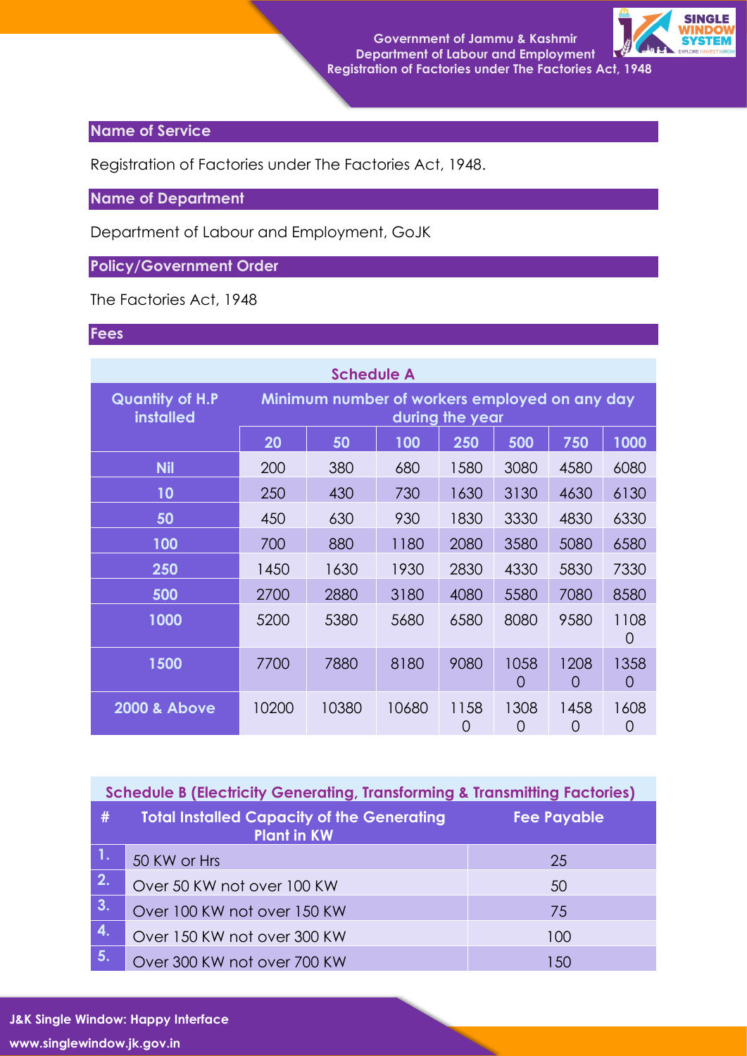## Name of Service

Registration of Factories under The Factories Act, 1948.

## Name of Department

Department of Labour and Employment, GoJK

## Policy/Government Order

The Factories Act, 1948

## Fees

| Schedule A | | | | | | | |
|---|---|---|---|---|---|---|---|
| Quantity of H.P installed | Minimum number of workers employed on any day during the year | | | | | | |
| | 20 | 50 | 100 | 250 | 500 | 750 | 1000 |
| Nil | 200 | 380 | 680 | 1580 | 3080 | 4580 | 6080 |
| 10 | 250 | 430 | 730 | 1630 | 3130 | 4630 | 6130 |
| 50 | 450 | 630 | 930 | 1830 | 3330 | 4830 | 6330 |
| 100 | 700 | 880 | 1180 | 2080 | 3580 | 5080 | 6580 |
| 250 | 1450 | 1630 | 1930 | 2830 | 4330 | 5830 | 7330 |
| 500 | 2700 | 2880 | 3180 | 4080 | 5580 | 7080 | 8580 |
| 1000 | 5200 | 5380 | 5680 | 6580 | 8080 | 9580 | 11080 |
| 1500 | 7700 | 7880 | 8180 | 9080 | 10580 | 12080 | 13580 |
| 2000 & Above | 10200 | 10380 | 10680 | 11580 | 13080 | 14580 | 16080 |

| Schedule B (Electricity Generating, Transforming & Transmitting Factories) | | |
|---|---|---|
| # | Total Installed Capacity of the Generating Plant in KW | Fee Payable |
| 1. | 50 KW or Hrs | 25 |
| 2. | Over 50 KW not over 100 KW | 50 |
| 3. | Over 100 KW not over 150 KW | 75 |
| 4. | Over 150 KW not over 300 KW | 100 |
| 5. | Over 300 KW not over 700 KW | 150 |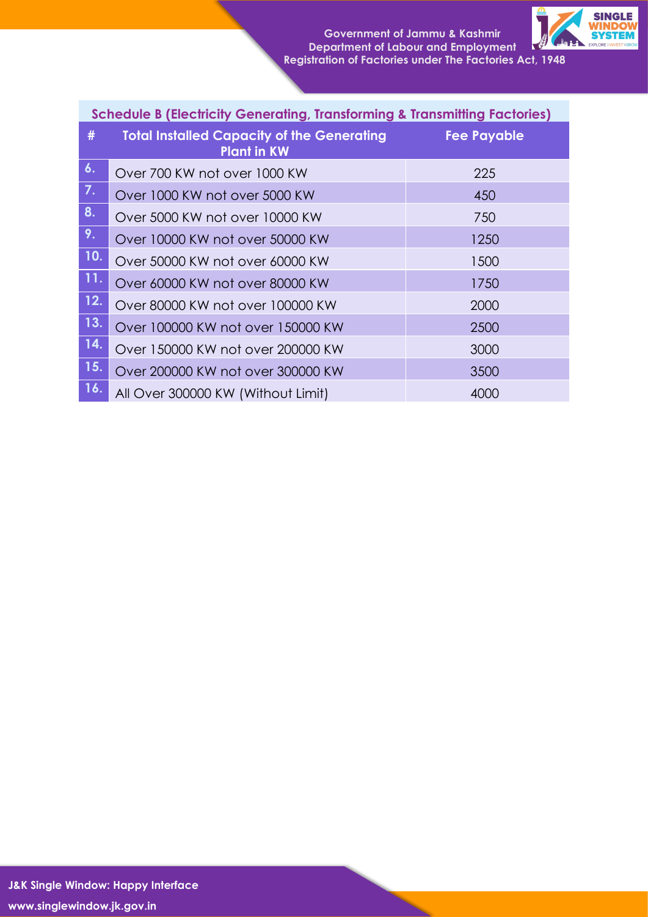| Schedule B (Electricity Generating, Transforming & Transmitting Factories) | | |
|---|---|---|
| # | Total Installed Capacity of the Generating Plant in KW | Fee Payable |
| 6. | Over 700 KW not over 1000 KW | 225 |
| 7. | Over 1000 KW not over 5000 KW | 450 |
| 8. | Over 5000 KW not over 10000 KW | 750 |
| 9. | Over 10000 KW not over 50000 KW | 1250 |
| 10. | Over 50000 KW not over 60000 KW | 1500 |
| 11. | Over 60000 KW not over 80000 KW | 1750 |
| 12. | Over 80000 KW not over 100000 KW | 2000 |
| 13. | Over 100000 KW not over 150000 KW | 2500 |
| 14. | Over 150000 KW not over 200000 KW | 3000 |
| 15. | Over 200000 KW not over 300000 KW | 3500 |
| 16. | All Over 300000 KW (Without Limit) | 4000 |